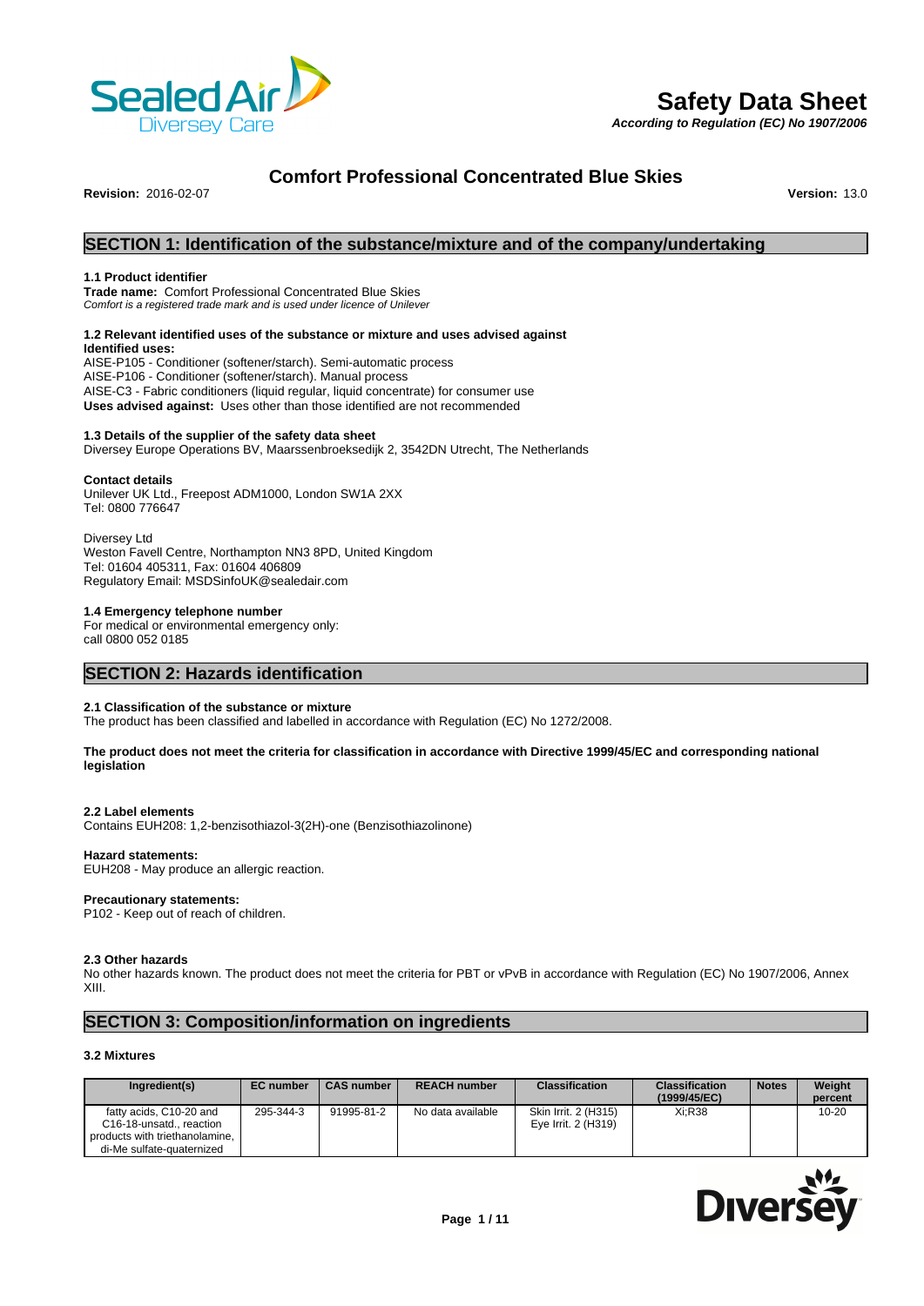# Safety Data Sheet

*According to Regulation (EC) No 1907/2006*

## Comfort Professional Concentrated Blue Skies

**Revision:** 2016-02-07 **Version:** 13.0

## SECTION 1: Identification of the substance/mixture and of the company/undertaking

### 1.1 Product identifier

**Trade name:** Comfort Professional Concentrated Blue Skies
*Comfort is a registered trade mark and is used under licence of Unilever*

### 1.2 Relevant identified uses of the substance or mixture and uses advised against

**Identified uses:**
AISE-P105 - Conditioner (softener/starch). Semi-automatic process
AISE-P106 - Conditioner (softener/starch). Manual process
AISE-C3 - Fabric conditioners (liquid regular, liquid concentrate) for consumer use
**Uses advised against:** Uses other than those identified are not recommended

### 1.3 Details of the supplier of the safety data sheet

Diversey Europe Operations BV, Maarssenbroeksedijk 2, 3542DN Utrecht, The Netherlands

**Contact details**
Unilever UK Ltd., Freepost ADM1000, London SW1A 2XX
Tel: 0800 776647

Diversey Ltd
Weston Favell Centre, Northampton NN3 8PD, United Kingdom
Tel: 01604 405311, Fax: 01604 406809
Regulatory Email: MSDSinfoUK@sealedair.com

### 1.4 Emergency telephone number

For medical or environmental emergency only:
call 0800 052 0185

## SECTION 2: Hazards identification

### 2.1 Classification of the substance or mixture

The product has been classified and labelled in accordance with Regulation (EC) No 1272/2008.

**The product does not meet the criteria for classification in accordance with Directive 1999/45/EC and corresponding national legislation**

### 2.2 Label elements

Contains EUH208: 1,2-benzisothiazol-3(2H)-one (Benzisothiazolinone)

**Hazard statements:**
EUH208 - May produce an allergic reaction.

**Precautionary statements:**
P102 - Keep out of reach of children.

### 2.3 Other hazards

No other hazards known. The product does not meet the criteria for PBT or vPvB in accordance with Regulation (EC) No 1907/2006, Annex XIII.

## SECTION 3: Composition/information on ingredients

### 3.2 Mixtures

| Ingredient(s) | EC number | CAS number | REACH number | Classification | Classification (1999/45/EC) | Notes | Weight percent |
|---|---|---|---|---|---|---|---|
| fatty acids, C10-20 and C16-18-unsatd., reaction products with triethanolamine, di-Me sulfate-quaternized | 295-344-3 | 91995-81-2 | No data available | Skin Irrit. 2 (H315) Eye Irrit. 2 (H319) | Xi;R38 | | 10-20 |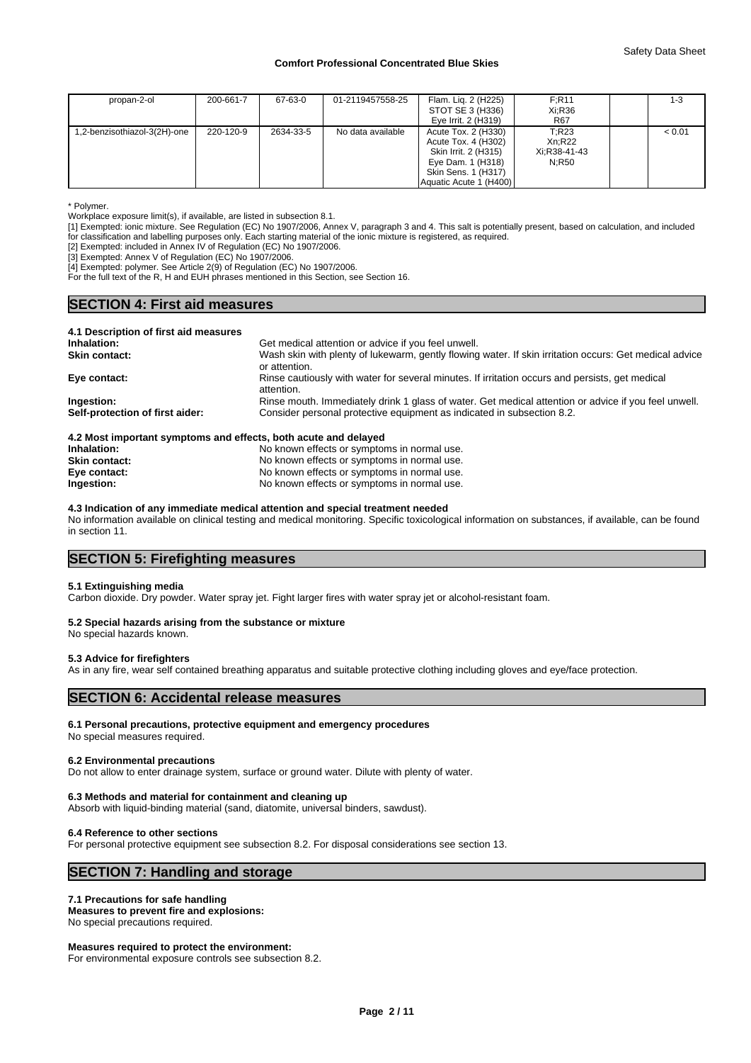| propan-2-ol | 200-661-7 | 67-63-0 | 01-2119457558-25 | Flam. Liq. 2 (H225) STOT SE 3 (H336) Eye Irrit. 2 (H319) | F;R11 Xi;R36 R67 | | 1-3 |
|---|---|---|---|---|---|---|---|
| 1,2-benzisothiazol-3(2H)-one | 220-120-9 | 2634-33-5 | No data available | Acute Tox. 2 (H330) Acute Tox. 4 (H302) Skin Irrit. 2 (H315) Eye Dam. 1 (H318) Skin Sens. 1 (H317) Aquatic Acute 1 (H400) | T;R23 Xn;R22 Xi;R38-41-43 N;R50 | | < 0.01 |

\* Polymer.

Workplace exposure limit(s), if available, are listed in subsection 8.1.

[1] Exempted: ionic mixture. See Regulation (EC) No 1907/2006, Annex V, paragraph 3 and 4. This salt is potentially present, based on calculation, and included for classification and labelling purposes only. Each starting material of the ionic mixture is registered, as required.

[2] Exempted: included in Annex IV of Regulation (EC) No 1907/2006.

[3] Exempted: Annex V of Regulation (EC) No 1907/2006.

[4] Exempted: polymer. See Article 2(9) of Regulation (EC) No 1907/2006.

For the full text of the R, H and EUH phrases mentioned in this Section, see Section 16.

## SECTION 4: First aid measures

### 4.1 Description of first aid measures

**Inhalation:** Get medical attention or advice if you feel unwell.

**Skin contact:** Wash skin with plenty of lukewarm, gently flowing water. If skin irritation occurs: Get medical advice or attention.

**Eye contact:** Rinse cautiously with water for several minutes. If irritation occurs and persists, get medical attention.

**Ingestion:** Rinse mouth. Immediately drink 1 glass of water. Get medical attention or advice if you feel unwell.

**Self-protection of first aider:** Consider personal protective equipment as indicated in subsection 8.2.

### 4.2 Most important symptoms and effects, both acute and delayed

**Inhalation:** No known effects or symptoms in normal use.

**Skin contact:** No known effects or symptoms in normal use.

**Eye contact:** No known effects or symptoms in normal use.

**Ingestion:** No known effects or symptoms in normal use.

### 4.3 Indication of any immediate medical attention and special treatment needed

No information available on clinical testing and medical monitoring. Specific toxicological information on substances, if available, can be found in section 11.

## SECTION 5: Firefighting measures

### 5.1 Extinguishing media

Carbon dioxide. Dry powder. Water spray jet. Fight larger fires with water spray jet or alcohol-resistant foam.

### 5.2 Special hazards arising from the substance or mixture

No special hazards known.

### 5.3 Advice for firefighters

As in any fire, wear self contained breathing apparatus and suitable protective clothing including gloves and eye/face protection.

## SECTION 6: Accidental release measures

### 6.1 Personal precautions, protective equipment and emergency procedures

No special measures required.

### 6.2 Environmental precautions

Do not allow to enter drainage system, surface or ground water. Dilute with plenty of water.

### 6.3 Methods and material for containment and cleaning up

Absorb with liquid-binding material (sand, diatomite, universal binders, sawdust).

### 6.4 Reference to other sections

For personal protective equipment see subsection 8.2. For disposal considerations see section 13.

## SECTION 7: Handling and storage

### 7.1 Precautions for safe handling

**Measures to prevent fire and explosions:**

No special precautions required.

**Measures required to protect the environment:**

For environmental exposure controls see subsection 8.2.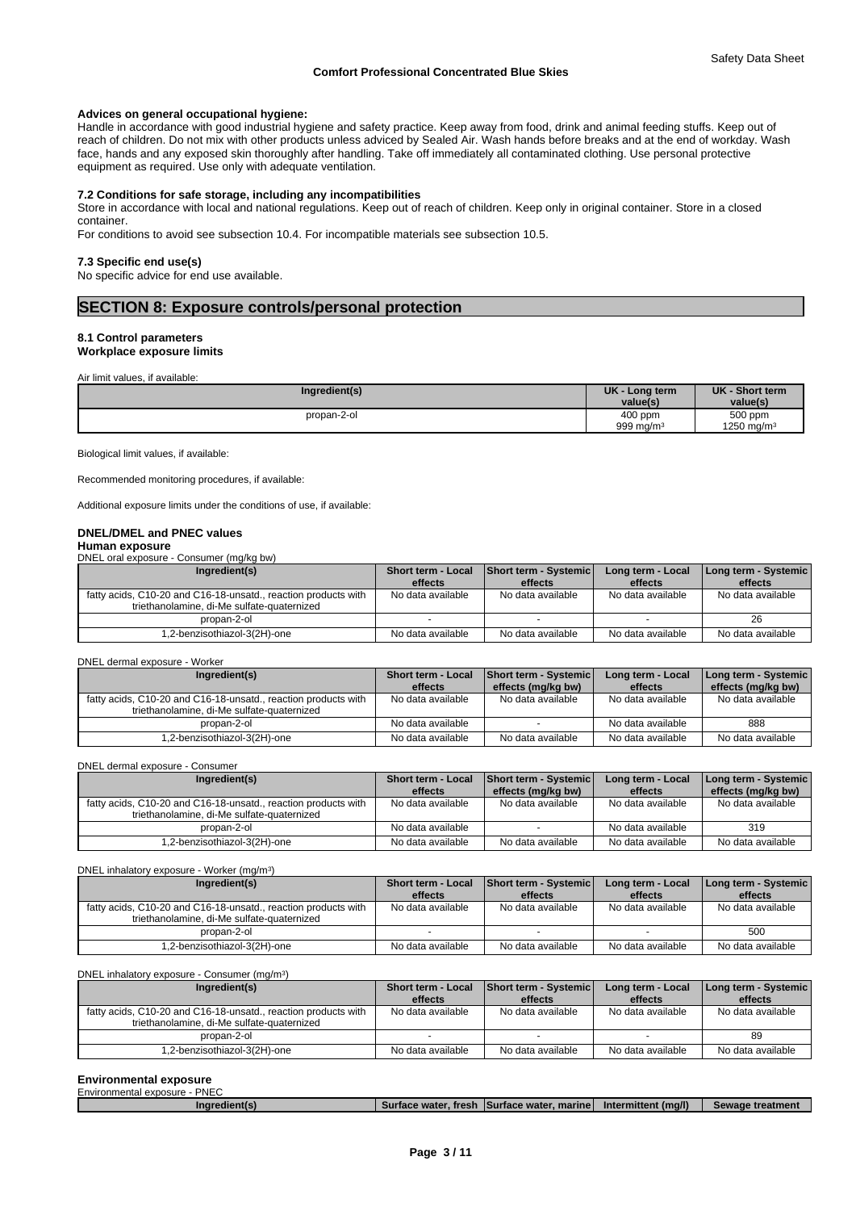**Advices on general occupational hygiene:**
Handle in accordance with good industrial hygiene and safety practice. Keep away from food, drink and animal feeding stuffs. Keep out of reach of children. Do not mix with other products unless adviced by Sealed Air. Wash hands before breaks and at the end of workday. Wash face, hands and any exposed skin thoroughly after handling. Take off immediately all contaminated clothing. Use personal protective equipment as required. Use only with adequate ventilation.

**7.2 Conditions for safe storage, including any incompatibilities**
Store in accordance with local and national regulations. Keep out of reach of children. Keep only in original container. Store in a closed container.
For conditions to avoid see subsection 10.4. For incompatible materials see subsection 10.5.

**7.3 Specific end use(s)**
No specific advice for end use available.

## SECTION 8: Exposure controls/personal protection

**8.1 Control parameters**
**Workplace exposure limits**

Air limit values, if available:

| Ingredient(s) | UK - Long term value(s) | UK - Short term value(s) |
|---|---|---|
| propan-2-ol | 400 ppm<br>999 mg/m³ | 500 ppm<br>1250 mg/m³ |

Biological limit values, if available:

Recommended monitoring procedures, if available:

Additional exposure limits under the conditions of use, if available:

**DNEL/DMEL and PNEC values**
**Human exposure**
DNEL oral exposure - Consumer (mg/kg bw)

| Ingredient(s) | Short term - Local effects | Short term - Systemic effects | Long term - Local effects | Long term - Systemic effects |
|---|---|---|---|---|
| fatty acids, C10-20 and C16-18-unsatd., reaction products with triethanolamine, di-Me sulfate-quaternized | No data available | No data available | No data available | No data available |
| propan-2-ol | - | - | - | 26 |
| 1,2-benzisothiazol-3(2H)-one | No data available | No data available | No data available | No data available |

DNEL dermal exposure - Worker

| Ingredient(s) | Short term - Local effects | Short term - Systemic effects (mg/kg bw) | Long term - Local effects | Long term - Systemic effects (mg/kg bw) |
|---|---|---|---|---|
| fatty acids, C10-20 and C16-18-unsatd., reaction products with triethanolamine, di-Me sulfate-quaternized | No data available | No data available | No data available | No data available |
| propan-2-ol | No data available | - | No data available | 888 |
| 1,2-benzisothiazol-3(2H)-one | No data available | No data available | No data available | No data available |

DNEL dermal exposure - Consumer

| Ingredient(s) | Short term - Local effects | Short term - Systemic effects (mg/kg bw) | Long term - Local effects | Long term - Systemic effects (mg/kg bw) |
|---|---|---|---|---|
| fatty acids, C10-20 and C16-18-unsatd., reaction products with triethanolamine, di-Me sulfate-quaternized | No data available | No data available | No data available | No data available |
| propan-2-ol | No data available | - | No data available | 319 |
| 1,2-benzisothiazol-3(2H)-one | No data available | No data available | No data available | No data available |

DNEL inhalatory exposure - Worker (mg/m³)

| Ingredient(s) | Short term - Local effects | Short term - Systemic effects | Long term - Local effects | Long term - Systemic effects |
|---|---|---|---|---|
| fatty acids, C10-20 and C16-18-unsatd., reaction products with triethanolamine, di-Me sulfate-quaternized | No data available | No data available | No data available | No data available |
| propan-2-ol | - | - | - | 500 |
| 1,2-benzisothiazol-3(2H)-one | No data available | No data available | No data available | No data available |

DNEL inhalatory exposure - Consumer (mg/m³)

| Ingredient(s) | Short term - Local effects | Short term - Systemic effects | Long term - Local effects | Long term - Systemic effects |
|---|---|---|---|---|
| fatty acids, C10-20 and C16-18-unsatd., reaction products with triethanolamine, di-Me sulfate-quaternized | No data available | No data available | No data available | No data available |
| propan-2-ol | - | - | - | 89 |
| 1,2-benzisothiazol-3(2H)-one | No data available | No data available | No data available | No data available |

**Environmental exposure**
Environmental exposure - PNEC

| Ingredient(s) | Surface water, fresh | Surface water, marine | Intermittent (mg/l) | Sewage treatment |
|---|---|---|---|---|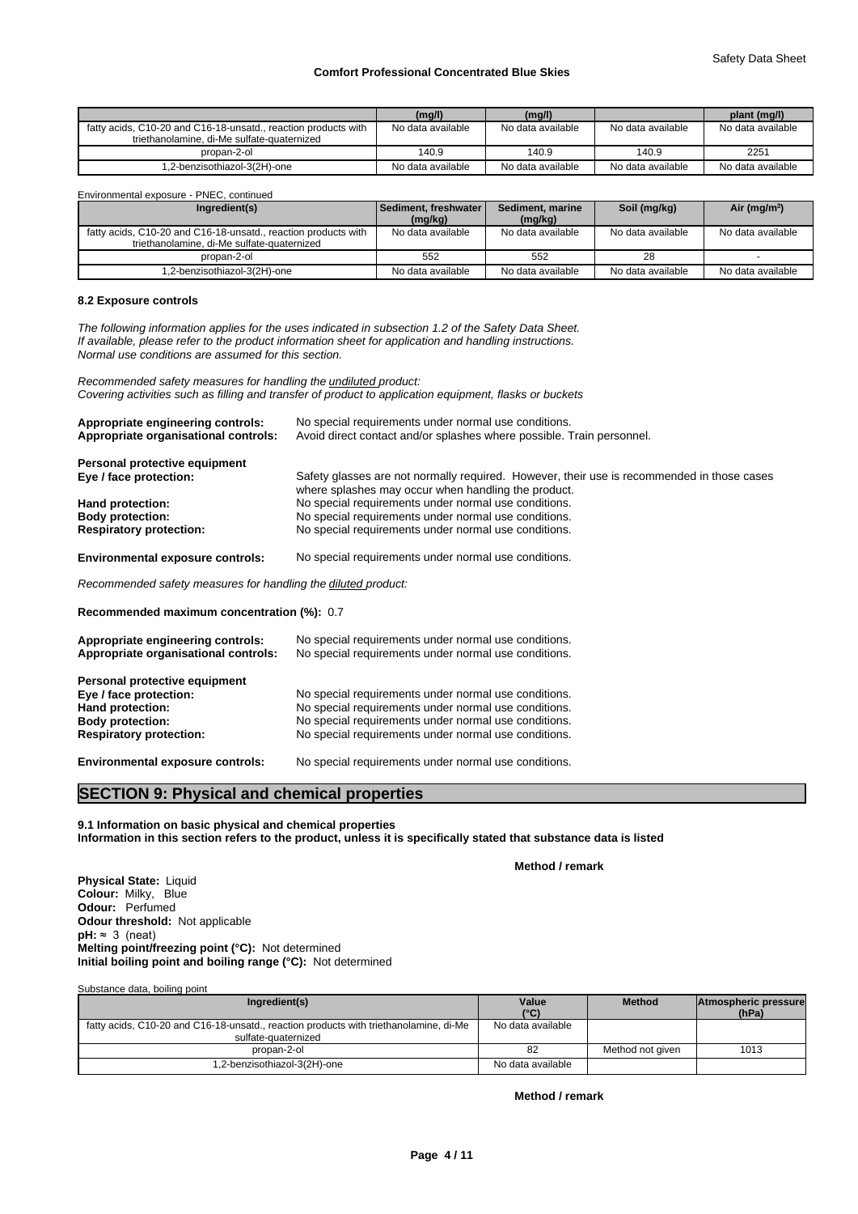|  | (mg/l) | (mg/l) |  | plant (mg/l) |
| --- | --- | --- | --- | --- |
| fatty acids, C10-20 and C16-18-unsatd., reaction products with triethanolamine, di-Me sulfate-quaternized | No data available | No data available | No data available | No data available |
| propan-2-ol | 140.9 | 140.9 | 140.9 | 2251 |
| 1,2-benzisothiazol-3(2H)-one | No data available | No data available | No data available | No data available |

Environmental exposure - PNEC, continued

| Ingredient(s) | Sediment, freshwater (mg/kg) | Sediment, marine (mg/kg) | Soil (mg/kg) | Air (mg/m³) |
| --- | --- | --- | --- | --- |
| fatty acids, C10-20 and C16-18-unsatd., reaction products with triethanolamine, di-Me sulfate-quaternized | No data available | No data available | No data available | No data available |
| propan-2-ol | 552 | 552 | 28 | - |
| 1,2-benzisothiazol-3(2H)-one | No data available | No data available | No data available | No data available |

### 8.2 Exposure controls

*The following information applies for the uses indicated in subsection 1.2 of the Safety Data Sheet.*
*If available, please refer to the product information sheet for application and handling instructions.*
*Normal use conditions are assumed for this section.*

*Recommended safety measures for handling the undiluted product:*
*Covering activities such as filling and transfer of product to application equipment, flasks or buckets*

**Appropriate engineering controls:** No special requirements under normal use conditions.
**Appropriate organisational controls:** Avoid direct contact and/or splashes where possible. Train personnel.

**Personal protective equipment**
**Eye / face protection:** Safety glasses are not normally required. However, their use is recommended in those cases where splashes may occur when handling the product.
**Hand protection:** No special requirements under normal use conditions.
**Body protection:** No special requirements under normal use conditions.
**Respiratory protection:** No special requirements under normal use conditions.

**Environmental exposure controls:** No special requirements under normal use conditions.

*Recommended safety measures for handling the diluted product:*

**Recommended maximum concentration (%):** 0.7

**Appropriate engineering controls:** No special requirements under normal use conditions.
**Appropriate organisational controls:** No special requirements under normal use conditions.

**Personal protective equipment**
**Eye / face protection:** No special requirements under normal use conditions.
**Hand protection:** No special requirements under normal use conditions.
**Body protection:** No special requirements under normal use conditions.
**Respiratory protection:** No special requirements under normal use conditions.

**Environmental exposure controls:** No special requirements under normal use conditions.

## SECTION 9: Physical and chemical properties

**9.1 Information on basic physical and chemical properties**
**Information in this section refers to the product, unless it is specifically stated that substance data is listed**

**Method / remark**

**Physical State:** Liquid
**Colour:** Milky, Blue
**Odour:** Perfumed
**Odour threshold:** Not applicable
**pH:** ≈ 3 (neat)
**Melting point/freezing point (°C):** Not determined
**Initial boiling point and boiling range (°C):** Not determined

Substance data, boiling point

| Ingredient(s) | Value (°C) | Method | Atmospheric pressure (hPa) |
| --- | --- | --- | --- |
| fatty acids, C10-20 and C16-18-unsatd., reaction products with triethanolamine, di-Me sulfate-quaternized | No data available |  |  |
| propan-2-ol | 82 | Method not given | 1013 |
| 1,2-benzisothiazol-3(2H)-one | No data available |  |  |

**Method / remark**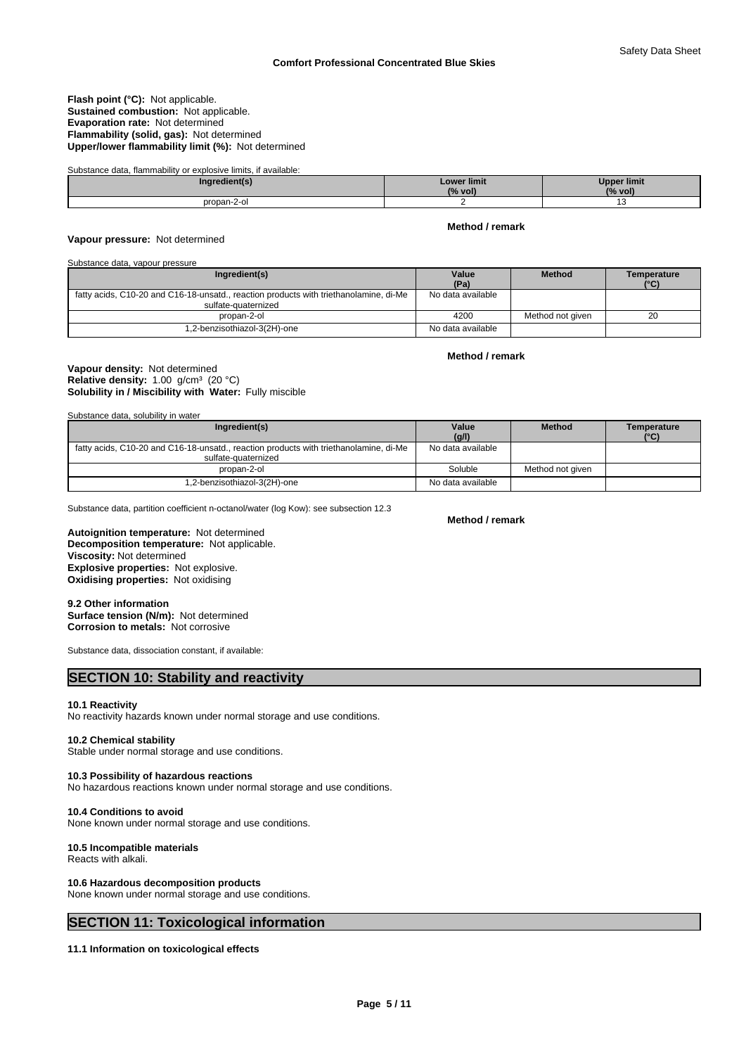**Flash point (°C):** Not applicable.
**Sustained combustion:** Not applicable.
**Evaporation rate:** Not determined
**Flammability (solid, gas):** Not determined
**Upper/lower flammability limit (%):** Not determined

Substance data, flammability or explosive limits, if available:

| Ingredient(s) | Lower limit (% vol) | Upper limit (% vol) |
|---|---|---|
| propan-2-ol | 2 | 13 |

**Method / remark**

**Vapour pressure:** Not determined

Substance data, vapour pressure

| Ingredient(s) | Value (Pa) | Method | Temperature (°C) |
|---|---|---|---|
| fatty acids, C10-20 and C16-18-unsatd., reaction products with triethanolamine, di-Me sulfate-quaternized | No data available | | |
| propan-2-ol | 4200 | Method not given | 20 |
| 1,2-benzisothiazol-3(2H)-one | No data available | | |

**Method / remark**

**Vapour density:** Not determined
**Relative density:** 1.00 g/cm³ (20 °C)
**Solubility in / Miscibility with Water:** Fully miscible

Substance data, solubility in water

| Ingredient(s) | Value (g/l) | Method | Temperature (°C) |
|---|---|---|---|
| fatty acids, C10-20 and C16-18-unsatd., reaction products with triethanolamine, di-Me sulfate-quaternized | No data available | | |
| propan-2-ol | Soluble | Method not given | |
| 1,2-benzisothiazol-3(2H)-one | No data available | | |

Substance data, partition coefficient n-octanol/water (log Kow): see subsection 12.3

**Method / remark**

**Autoignition temperature:** Not determined
**Decomposition temperature:** Not applicable.
**Viscosity:** Not determined
**Explosive properties:** Not explosive.
**Oxidising properties:** Not oxidising

**9.2 Other information**
**Surface tension (N/m):** Not determined
**Corrosion to metals:** Not corrosive

Substance data, dissociation constant, if available:

## SECTION 10: Stability and reactivity

**10.1 Reactivity**
No reactivity hazards known under normal storage and use conditions.

**10.2 Chemical stability**
Stable under normal storage and use conditions.

**10.3 Possibility of hazardous reactions**
No hazardous reactions known under normal storage and use conditions.

**10.4 Conditions to avoid**
None known under normal storage and use conditions.

**10.5 Incompatible materials**
Reacts with alkali.

**10.6 Hazardous decomposition products**
None known under normal storage and use conditions.

## SECTION 11: Toxicological information

**11.1 Information on toxicological effects**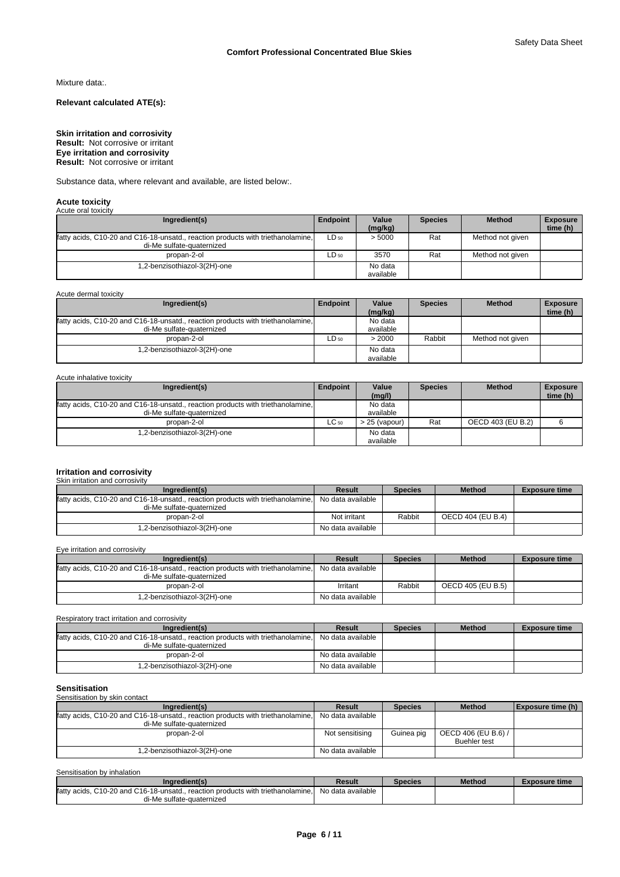Mixture data:.

**Relevant calculated ATE(s):**

**Skin irritation and corrosivity**
**Result:** Not corrosive or irritant
**Eye irritation and corrosivity**
**Result:** Not corrosive or irritant

Substance data, where relevant and available, are listed below:.

**Acute toxicity**

Acute oral toxicity

| Ingredient(s) | Endpoint | Value (mg/kg) | Species | Method | Exposure time (h) |
|---|---|---|---|---|---|
| fatty acids, C10-20 and C16-18-unsatd., reaction products with triethanolamine, di-Me sulfate-quaternized | $LD_{50}$ | > 5000 | Rat | Method not given | |
| propan-2-ol | $LD_{50}$ | 3570 | Rat | Method not given | |
| 1,2-benzisothiazol-3(2H)-one | | No data available | | | |

Acute dermal toxicity

| Ingredient(s) | Endpoint | Value (mg/kg) | Species | Method | Exposure time (h) |
|---|---|---|---|---|---|
| fatty acids, C10-20 and C16-18-unsatd., reaction products with triethanolamine, di-Me sulfate-quaternized | | No data available | | | |
| propan-2-ol | $LD_{50}$ | > 2000 | Rabbit | Method not given | |
| 1,2-benzisothiazol-3(2H)-one | | No data available | | | |

Acute inhalative toxicity

| Ingredient(s) | Endpoint | Value (mg/l) | Species | Method | Exposure time (h) |
|---|---|---|---|---|---|
| fatty acids, C10-20 and C16-18-unsatd., reaction products with triethanolamine, di-Me sulfate-quaternized | | No data available | | | |
| propan-2-ol | $LC_{50}$ | > 25 (vapour) | Rat | OECD 403 (EU B.2) | 6 |
| 1,2-benzisothiazol-3(2H)-one | | No data available | | | |

**Irritation and corrosivity**

Skin irritation and corrosivity

| Ingredient(s) | Result | Species | Method | Exposure time |
|---|---|---|---|---|
| fatty acids, C10-20 and C16-18-unsatd., reaction products with triethanolamine, di-Me sulfate-quaternized | No data available | | | |
| propan-2-ol | Not irritant | Rabbit | OECD 404 (EU B.4) | |
| 1,2-benzisothiazol-3(2H)-one | No data available | | | |

Eye irritation and corrosivity

| Ingredient(s) | Result | Species | Method | Exposure time |
|---|---|---|---|---|
| fatty acids, C10-20 and C16-18-unsatd., reaction products with triethanolamine, di-Me sulfate-quaternized | No data available | | | |
| propan-2-ol | Irritant | Rabbit | OECD 405 (EU B.5) | |
| 1,2-benzisothiazol-3(2H)-one | No data available | | | |

Respiratory tract irritation and corrosivity

| Ingredient(s) | Result | Species | Method | Exposure time |
|---|---|---|---|---|
| fatty acids, C10-20 and C16-18-unsatd., reaction products with triethanolamine, di-Me sulfate-quaternized | No data available | | | |
| propan-2-ol | No data available | | | |
| 1,2-benzisothiazol-3(2H)-one | No data available | | | |

**Sensitisation**

Sensitisation by skin contact

| Ingredient(s) | Result | Species | Method | Exposure time (h) |
|---|---|---|---|---|
| fatty acids, C10-20 and C16-18-unsatd., reaction products with triethanolamine, di-Me sulfate-quaternized | No data available | | | |
| propan-2-ol | Not sensitising | Guinea pig | OECD 406 (EU B.6) / Buehler test | |
| 1,2-benzisothiazol-3(2H)-one | No data available | | | |

Sensitisation by inhalation

| Ingredient(s) | Result | Species | Method | Exposure time |
|---|---|---|---|---|
| fatty acids, C10-20 and C16-18-unsatd., reaction products with triethanolamine, di-Me sulfate-quaternized | No data available | | | |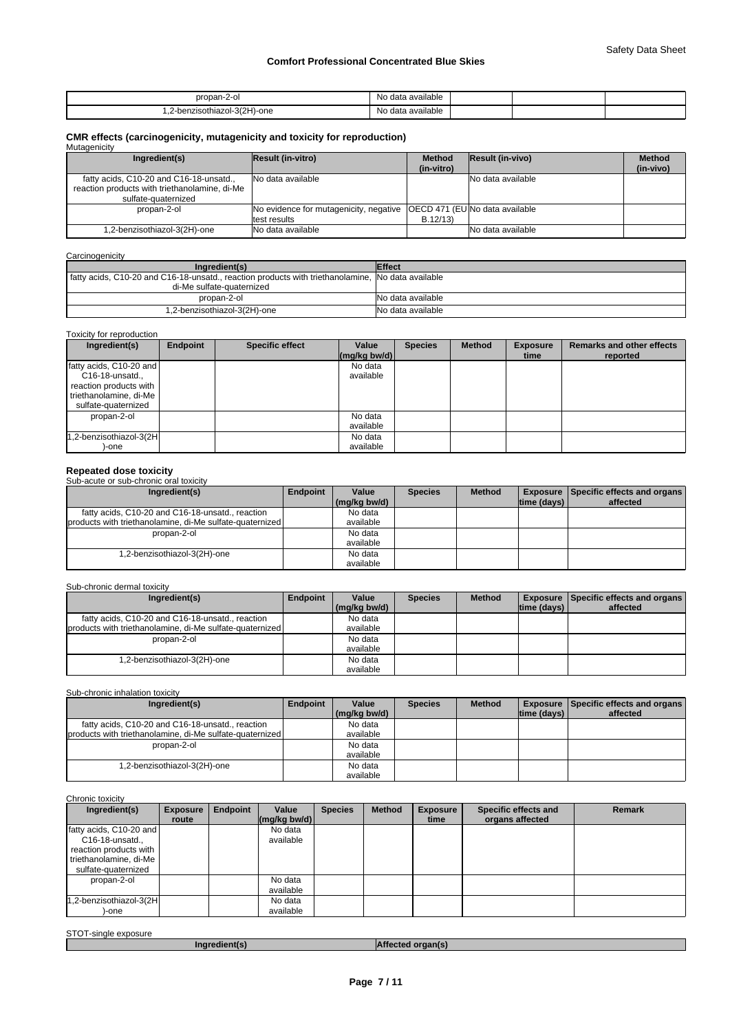| propan-2-ol | No data available | | | |
|---|---|---|---|---|
| 1,2-benzisothiazol-3(2H)-one | No data available | | | |

### CMR effects (carcinogenicity, mutagenicity and toxicity for reproduction)

Mutagenicity

| Ingredient(s) | Result (in-vitro) | Method (in-vitro) | Result (in-vivo) | Method (in-vivo) |
|---|---|---|---|---|
| fatty acids, C10-20 and C16-18-unsatd., reaction products with triethanolamine, di-Me sulfate-quaternized | No data available | | No data available | |
| propan-2-ol | No evidence for mutagenicity, negative test results | OECD 471 (EU B.12/13) | No data available | |
| 1,2-benzisothiazol-3(2H)-one | No data available | | No data available | |

Carcinogenicity

| Ingredient(s) | Effect |
|---|---|
| fatty acids, C10-20 and C16-18-unsatd., reaction products with triethanolamine, di-Me sulfate-quaternized | No data available |
| propan-2-ol | No data available |
| 1,2-benzisothiazol-3(2H)-one | No data available |

Toxicity for reproduction

| Ingredient(s) | Endpoint | Specific effect | Value (mg/kg bw/d) | Species | Method | Exposure time | Remarks and other effects reported |
|---|---|---|---|---|---|---|---|
| fatty acids, C10-20 and C16-18-unsatd., reaction products with triethanolamine, di-Me sulfate-quaternized | | | No data available | | | | |
| propan-2-ol | | | No data available | | | | |
| 1,2-benzisothiazol-3(2H)-one | | | No data available | | | | |

### Repeated dose toxicity

Sub-acute or sub-chronic oral toxicity

| Ingredient(s) | Endpoint | Value (mg/kg bw/d) | Species | Method | Exposure time (days) | Specific effects and organs affected |
|---|---|---|---|---|---|---|
| fatty acids, C10-20 and C16-18-unsatd., reaction products with triethanolamine, di-Me sulfate-quaternized | | No data available | | | | |
| propan-2-ol | | No data available | | | | |
| 1,2-benzisothiazol-3(2H)-one | | No data available | | | | |

Sub-chronic dermal toxicity

| Ingredient(s) | Endpoint | Value (mg/kg bw/d) | Species | Method | Exposure time (days) | Specific effects and organs affected |
|---|---|---|---|---|---|---|
| fatty acids, C10-20 and C16-18-unsatd., reaction products with triethanolamine, di-Me sulfate-quaternized | | No data available | | | | |
| propan-2-ol | | No data available | | | | |
| 1,2-benzisothiazol-3(2H)-one | | No data available | | | | |

Sub-chronic inhalation toxicity

| Ingredient(s) | Endpoint | Value (mg/kg bw/d) | Species | Method | Exposure time (days) | Specific effects and organs affected |
|---|---|---|---|---|---|---|
| fatty acids, C10-20 and C16-18-unsatd., reaction products with triethanolamine, di-Me sulfate-quaternized | | No data available | | | | |
| propan-2-ol | | No data available | | | | |
| 1,2-benzisothiazol-3(2H)-one | | No data available | | | | |

Chronic toxicity

| Ingredient(s) | Exposure route | Endpoint | Value (mg/kg bw/d) | Species | Method | Exposure time | Specific effects and organs affected | Remark |
|---|---|---|---|---|---|---|---|---|
| fatty acids, C10-20 and C16-18-unsatd., reaction products with triethanolamine, di-Me sulfate-quaternized | | | No data available | | | | | |
| propan-2-ol | | | No data available | | | | | |
| 1,2-benzisothiazol-3(2H)-one | | | No data available | | | | | |

STOT-single exposure

| Ingredient(s) | Affected organ(s) |
|---|---|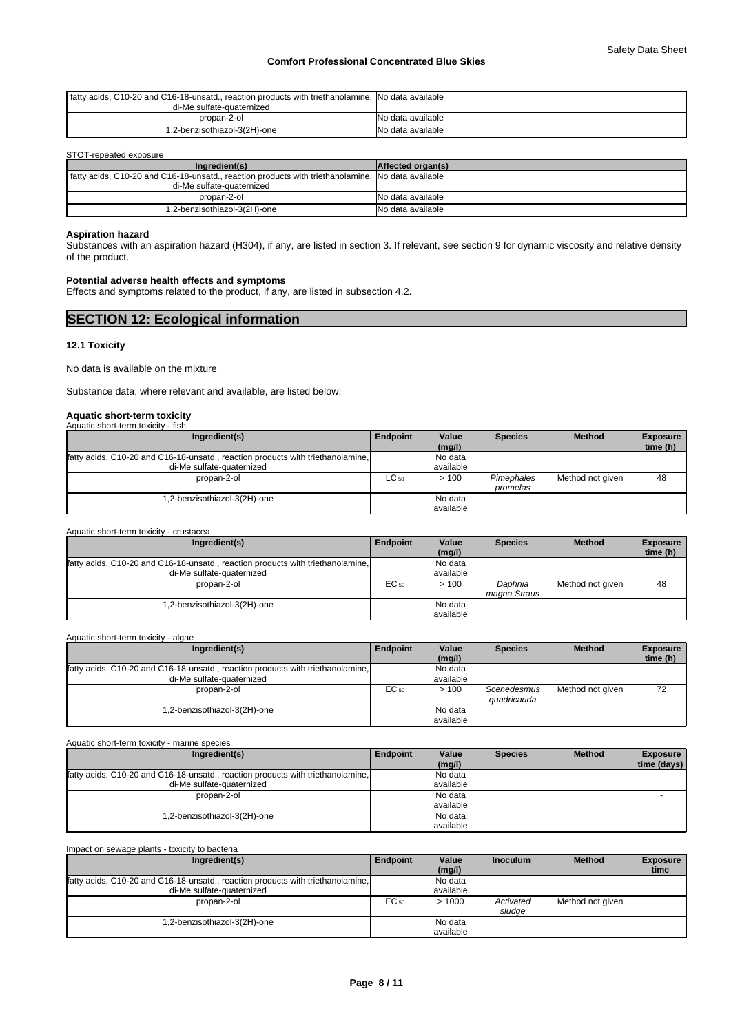| fatty acids, C10-20 and C16-18-unsatd., reaction products with triethanolamine, di-Me sulfate-quaternized | No data available |
| --- | --- |
| propan-2-ol | No data available |
| 1,2-benzisothiazol-3(2H)-one | No data available |

STOT-repeated exposure

| Ingredient(s) | Affected organ(s) |
| --- | --- |
| fatty acids, C10-20 and C16-18-unsatd., reaction products with triethanolamine, di-Me sulfate-quaternized | No data available |
| propan-2-ol | No data available |
| 1,2-benzisothiazol-3(2H)-one | No data available |

**Aspiration hazard**

Substances with an aspiration hazard (H304), if any, are listed in section 3. If relevant, see section 9 for dynamic viscosity and relative density of the product.

**Potential adverse health effects and symptoms**

Effects and symptoms related to the product, if any, are listed in subsection 4.2.

## SECTION 12: Ecological information

### 12.1 Toxicity

No data is available on the mixture

Substance data, where relevant and available, are listed below:

**Aquatic short-term toxicity**

Aquatic short-term toxicity - fish

| Ingredient(s) | Endpoint | Value (mg/l) | Species | Method | Exposure time (h) |
| --- | --- | --- | --- | --- | --- |
| fatty acids, C10-20 and C16-18-unsatd., reaction products with triethanolamine, di-Me sulfate-quaternized | | No data available | | | |
| propan-2-ol | $LC_{50}$ | > 100 | *Pimephales promelas* | Method not given | 48 |
| 1,2-benzisothiazol-3(2H)-one | | No data available | | | |

Aquatic short-term toxicity - crustacea

| Ingredient(s) | Endpoint | Value (mg/l) | Species | Method | Exposure time (h) |
| --- | --- | --- | --- | --- | --- |
| fatty acids, C10-20 and C16-18-unsatd., reaction products with triethanolamine, di-Me sulfate-quaternized | | No data available | | | |
| propan-2-ol | $EC_{50}$ | > 100 | *Daphnia magna Straus* | Method not given | 48 |
| 1,2-benzisothiazol-3(2H)-one | | No data available | | | |

Aquatic short-term toxicity - algae

| Ingredient(s) | Endpoint | Value (mg/l) | Species | Method | Exposure time (h) |
| --- | --- | --- | --- | --- | --- |
| fatty acids, C10-20 and C16-18-unsatd., reaction products with triethanolamine, di-Me sulfate-quaternized | | No data available | | | |
| propan-2-ol | $EC_{50}$ | > 100 | *Scenedesmus quadricauda* | Method not given | 72 |
| 1,2-benzisothiazol-3(2H)-one | | No data available | | | |

Aquatic short-term toxicity - marine species

| Ingredient(s) | Endpoint | Value (mg/l) | Species | Method | Exposure time (days) |
| --- | --- | --- | --- | --- | --- |
| fatty acids, C10-20 and C16-18-unsatd., reaction products with triethanolamine, di-Me sulfate-quaternized | | No data available | | | |
| propan-2-ol | | No data available | | | - |
| 1,2-benzisothiazol-3(2H)-one | | No data available | | | |

Impact on sewage plants - toxicity to bacteria

| Ingredient(s) | Endpoint | Value (mg/l) | Inoculum | Method | Exposure time |
| --- | --- | --- | --- | --- | --- |
| fatty acids, C10-20 and C16-18-unsatd., reaction products with triethanolamine, di-Me sulfate-quaternized | | No data available | | | |
| propan-2-ol | $EC_{50}$ | > 1000 | *Activated sludge* | Method not given | |
| 1,2-benzisothiazol-3(2H)-one | | No data available | | | |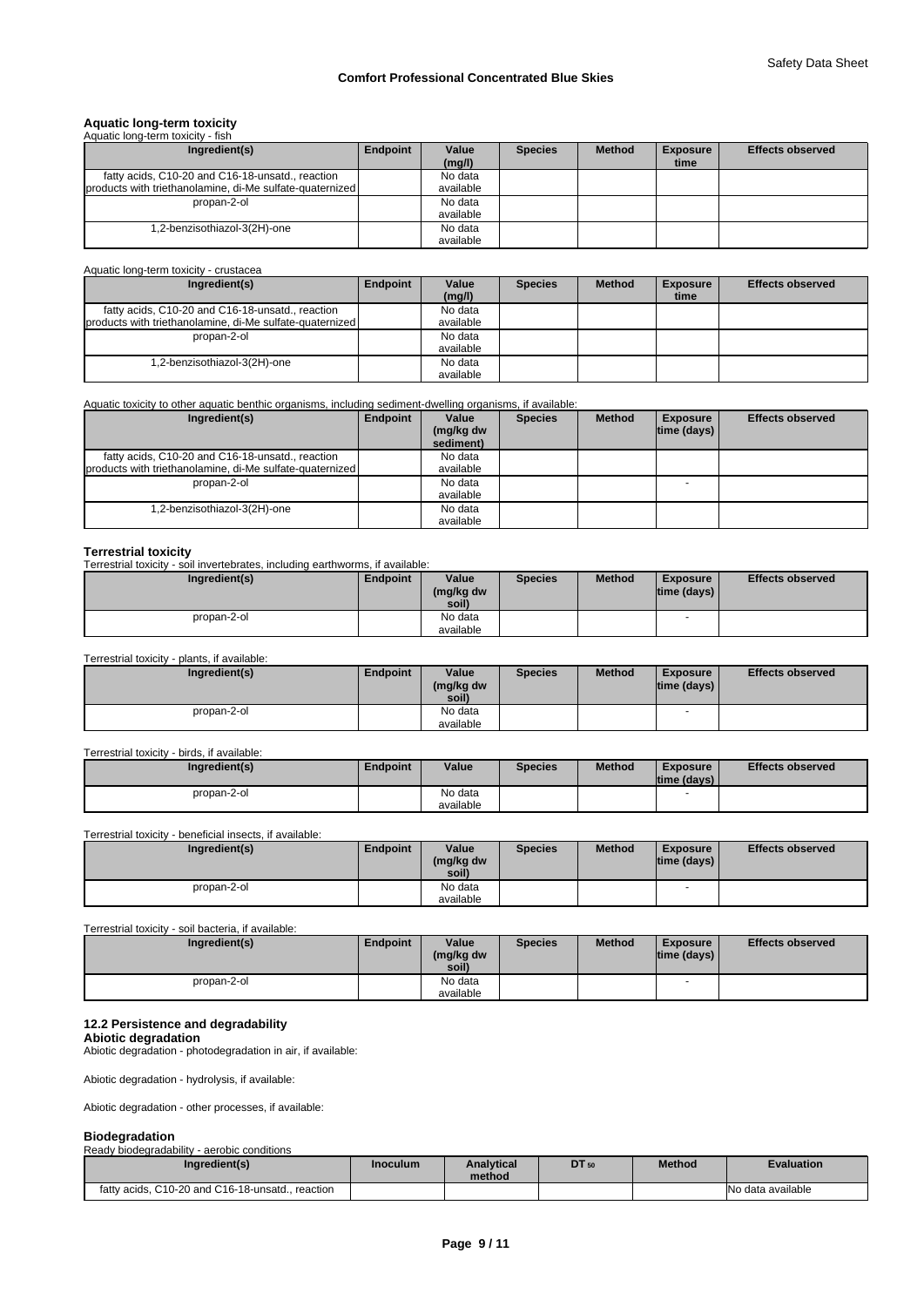**Aquatic long-term toxicity**

Aquatic long-term toxicity - fish

| Ingredient(s) | Endpoint | Value (mg/l) | Species | Method | Exposure time | Effects observed |
|---|---|---|---|---|---|---|
| fatty acids, C10-20 and C16-18-unsatd., reaction products with triethanolamine, di-Me sulfate-quaternized | | No data available | | | | |
| propan-2-ol | | No data available | | | | |
| 1,2-benzisothiazol-3(2H)-one | | No data available | | | | |

Aquatic long-term toxicity - crustacea

| Ingredient(s) | Endpoint | Value (mg/l) | Species | Method | Exposure time | Effects observed |
|---|---|---|---|---|---|---|
| fatty acids, C10-20 and C16-18-unsatd., reaction products with triethanolamine, di-Me sulfate-quaternized | | No data available | | | | |
| propan-2-ol | | No data available | | | | |
| 1,2-benzisothiazol-3(2H)-one | | No data available | | | | |

Aquatic toxicity to other aquatic benthic organisms, including sediment-dwelling organisms, if available:

| Ingredient(s) | Endpoint | Value (mg/kg dw sediment) | Species | Method | Exposure time (days) | Effects observed |
|---|---|---|---|---|---|---|
| fatty acids, C10-20 and C16-18-unsatd., reaction products with triethanolamine, di-Me sulfate-quaternized | | No data available | | | | |
| propan-2-ol | | No data available | | | - | |
| 1,2-benzisothiazol-3(2H)-one | | No data available | | | | |

**Terrestrial toxicity**

Terrestrial toxicity - soil invertebrates, including earthworms, if available:

| Ingredient(s) | Endpoint | Value (mg/kg dw soil) | Species | Method | Exposure time (days) | Effects observed |
|---|---|---|---|---|---|---|
| propan-2-ol | | No data available | | | - | |

Terrestrial toxicity - plants, if available:

| Ingredient(s) | Endpoint | Value (mg/kg dw soil) | Species | Method | Exposure time (days) | Effects observed |
|---|---|---|---|---|---|---|
| propan-2-ol | | No data available | | | - | |

Terrestrial toxicity - birds, if available:

| Ingredient(s) | Endpoint | Value | Species | Method | Exposure time (days) | Effects observed |
|---|---|---|---|---|---|---|
| propan-2-ol | | No data available | | | - | |

Terrestrial toxicity - beneficial insects, if available:

| Ingredient(s) | Endpoint | Value (mg/kg dw soil) | Species | Method | Exposure time (days) | Effects observed |
|---|---|---|---|---|---|---|
| propan-2-ol | | No data available | | | - | |

Terrestrial toxicity - soil bacteria, if available:

| Ingredient(s) | Endpoint | Value (mg/kg dw soil) | Species | Method | Exposure time (days) | Effects observed |
|---|---|---|---|---|---|---|
| propan-2-ol | | No data available | | | - | |

## 12.2 Persistence and degradability

**Abiotic degradation**

Abiotic degradation - photodegradation in air, if available:

Abiotic degradation - hydrolysis, if available:

Abiotic degradation - other processes, if available:

**Biodegradation**

Ready biodegradability - aerobic conditions

| Ingredient(s) | Inoculum | Analytical method | $DT_{50}$ | Method | Evaluation |
|---|---|---|---|---|---|
| fatty acids, C10-20 and C16-18-unsatd., reaction | | | | | No data available |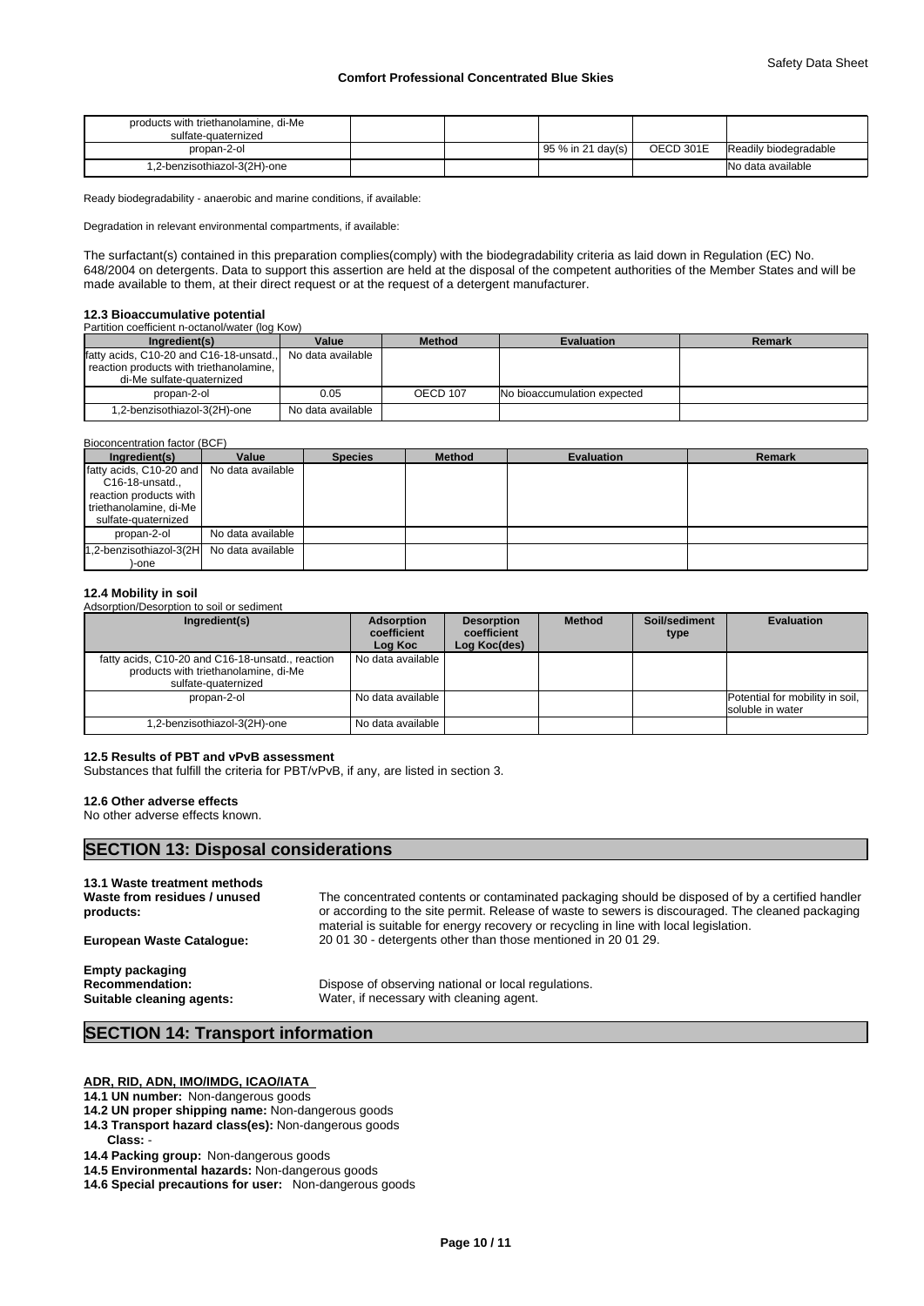| products with triethanolamine, di-Me sulfate-quaternized | | | | | |
|---|---|---|---|---|---|
| propan-2-ol | | | 95 % in 21 day(s) | OECD 301E | Readily biodegradable |
| 1,2-benzisothiazol-3(2H)-one | | | | | No data available |

Ready biodegradability - anaerobic and marine conditions, if available:

Degradation in relevant environmental compartments, if available:

The surfactant(s) contained in this preparation complies(comply) with the biodegradability criteria as laid down in Regulation (EC) No. 648/2004 on detergents. Data to support this assertion are held at the disposal of the competent authorities of the Member States and will be made available to them, at their direct request or at the request of a detergent manufacturer.

**12.3 Bioaccumulative potential**

Partition coefficient n-octanol/water (log Kow)

| Ingredient(s) | Value | Method | Evaluation | Remark |
|---|---|---|---|---|
| fatty acids, C10-20 and C16-18-unsatd., reaction products with triethanolamine, di-Me sulfate-quaternized | No data available | | | |
| propan-2-ol | 0.05 | OECD 107 | No bioaccumulation expected | |
| 1,2-benzisothiazol-3(2H)-one | No data available | | | |

Bioconcentration factor (BCF)

| Ingredient(s) | Value | Species | Method | Evaluation | Remark |
|---|---|---|---|---|---|
| fatty acids, C10-20 and C16-18-unsatd., reaction products with triethanolamine, di-Me sulfate-quaternized | No data available | | | | |
| propan-2-ol | No data available | | | | |
| 1,2-benzisothiazol-3(2H)-one | No data available | | | | |

**12.4 Mobility in soil**

Adsorption/Desorption to soil or sediment

| Ingredient(s) | Adsorption coefficient Log Koc | Desorption coefficient Log Koc(des) | Method | Soil/sediment type | Evaluation |
|---|---|---|---|---|---|
| fatty acids, C10-20 and C16-18-unsatd., reaction products with triethanolamine, di-Me sulfate-quaternized | No data available | | | | |
| propan-2-ol | No data available | | | | Potential for mobility in soil, soluble in water |
| 1,2-benzisothiazol-3(2H)-one | No data available | | | | |

**12.5 Results of PBT and vPvB assessment**

Substances that fulfill the criteria for PBT/vPvB, if any, are listed in section 3.

**12.6 Other adverse effects**

No other adverse effects known.

## SECTION 13: Disposal considerations

**13.1 Waste treatment methods**

**Waste from residues / unused products:** The concentrated contents or contaminated packaging should be disposed of by a certified handler or according to the site permit. Release of waste to sewers is discouraged. The cleaned packaging material is suitable for energy recovery or recycling in line with local legislation.

**European Waste Catalogue:** 20 01 30 - detergents other than those mentioned in 20 01 29.

**Empty packaging**

**Recommendation:** Dispose of observing national or local regulations.

**Suitable cleaning agents:** Water, if necessary with cleaning agent.

## SECTION 14: Transport information

**ADR, RID, ADN, IMO/IMDG, ICAO/IATA**

**14.1 UN number:** Non-dangerous goods

**14.2 UN proper shipping name:** Non-dangerous goods

**14.3 Transport hazard class(es):** Non-dangerous goods

**Class:** -

**14.4 Packing group:** Non-dangerous goods

**14.5 Environmental hazards:** Non-dangerous goods

**14.6 Special precautions for user:** Non-dangerous goods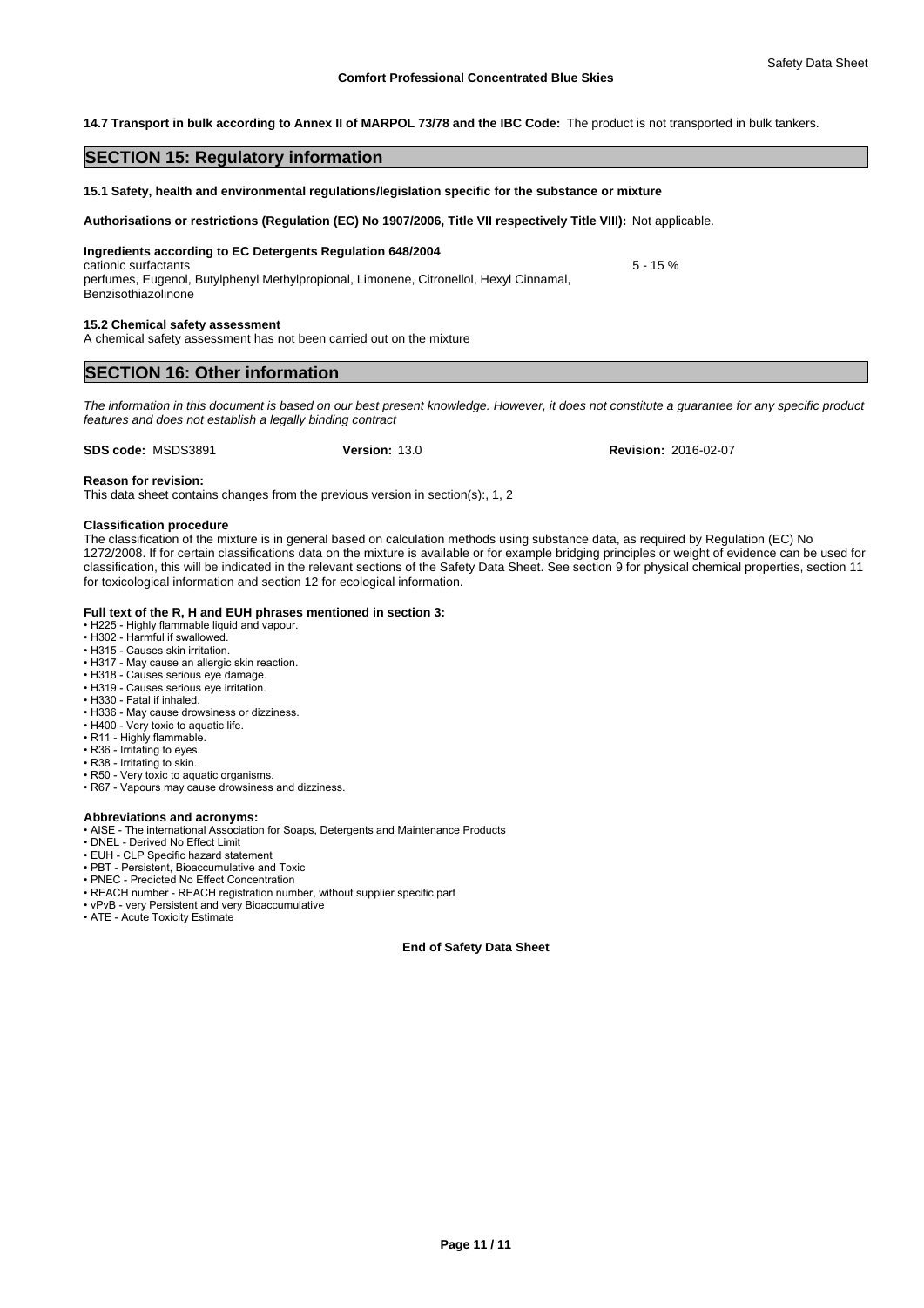**14.7 Transport in bulk according to Annex II of MARPOL 73/78 and the IBC Code:** The product is not transported in bulk tankers.

## SECTION 15: Regulatory information

**15.1 Safety, health and environmental regulations/legislation specific for the substance or mixture**

**Authorisations or restrictions (Regulation (EC) No 1907/2006, Title VII respectively Title VIII):** Not applicable.

**Ingredients according to EC Detergents Regulation 648/2004**

| | |
|---|---|
| cationic surfactants | 5 - 15 % |
| perfumes, Eugenol, Butylphenyl Methylpropional, Limonene, Citronellol, Hexyl Cinnamal, Benzisothiazolinone | |

**15.2 Chemical safety assessment**

A chemical safety assessment has not been carried out on the mixture

## SECTION 16: Other information

*The information in this document is based on our best present knowledge. However, it does not constitute a guarantee for any specific product features and does not establish a legally binding contract*

**SDS code:** MSDS3891 **Version:** 13.0 **Revision:** 2016-02-07

**Reason for revision:**

This data sheet contains changes from the previous version in section(s):, 1, 2

**Classification procedure**

The classification of the mixture is in general based on calculation methods using substance data, as required by Regulation (EC) No 1272/2008. If for certain classifications data on the mixture is available or for example bridging principles or weight of evidence can be used for classification, this will be indicated in the relevant sections of the Safety Data Sheet. See section 9 for physical chemical properties, section 11 for toxicological information and section 12 for ecological information.

**Full text of the R, H and EUH phrases mentioned in section 3:**

- H225 - Highly flammable liquid and vapour.
- H302 - Harmful if swallowed.
- H315 - Causes skin irritation.
- H317 - May cause an allergic skin reaction.
- H318 - Causes serious eye damage.
- H319 - Causes serious eye irritation.
- H330 - Fatal if inhaled.
- H336 - May cause drowsiness or dizziness.
- H400 - Very toxic to aquatic life.
- R11 - Highly flammable.
- R36 - Irritating to eyes.
- R38 - Irritating to skin.
- R50 - Very toxic to aquatic organisms.
- R67 - Vapours may cause drowsiness and dizziness.

**Abbreviations and acronyms:**

- AISE - The international Association for Soaps, Detergents and Maintenance Products
- DNEL - Derived No Effect Limit
- EUH - CLP Specific hazard statement
- PBT - Persistent, Bioaccumulative and Toxic
- PNEC - Predicted No Effect Concentration
- REACH number - REACH registration number, without supplier specific part
- vPvB - very Persistent and very Bioaccumulative
- ATE - Acute Toxicity Estimate

**End of Safety Data Sheet**